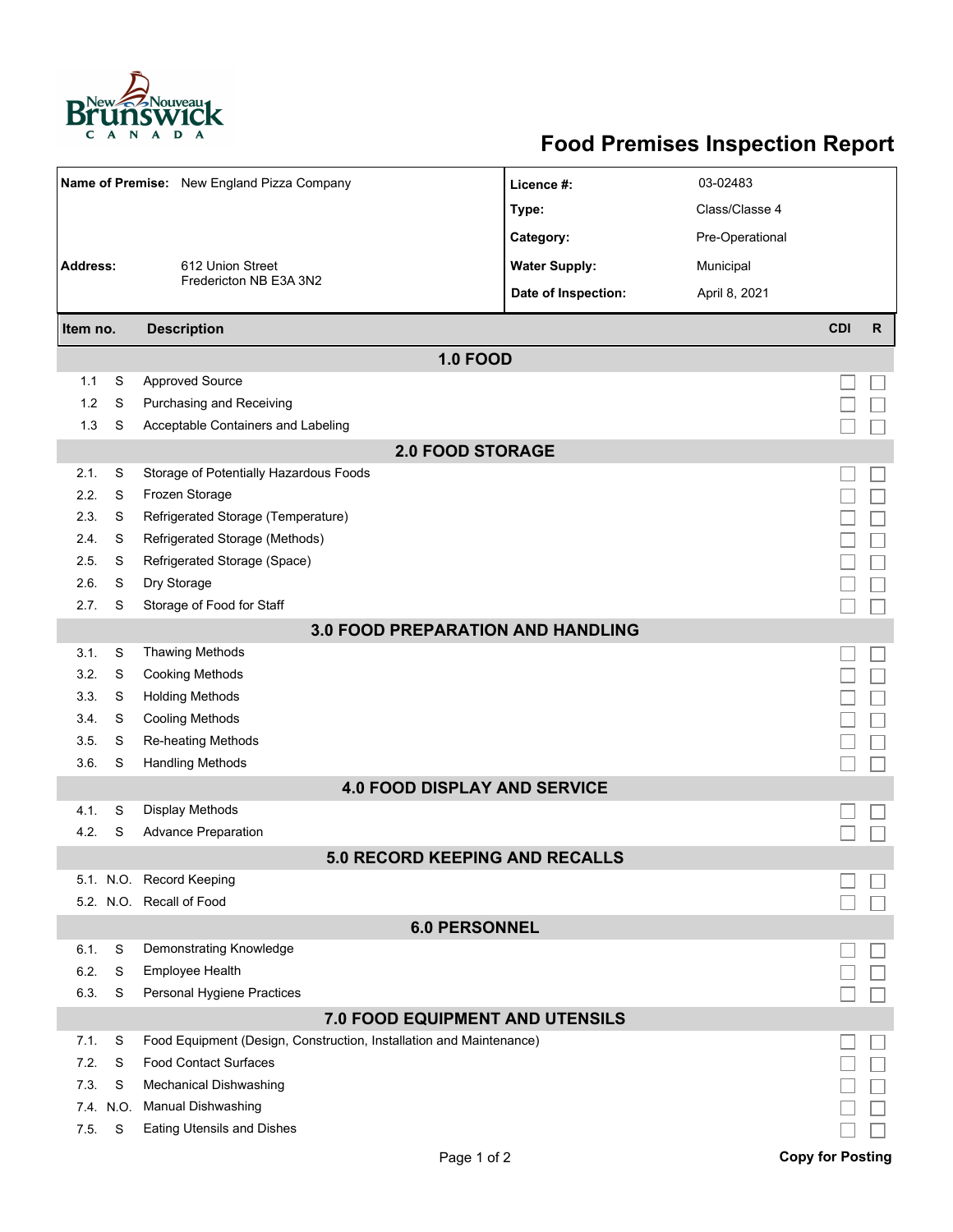# Food Premises Inspection Report

| | | | |
|---|---|---|---|
| **Name of Premise:** | New England Pizza Company | **Licence #:** | 03-02483 |
| | | **Type:** | Class/Classe 4 |
| | | **Category:** | Pre-Operational |
| **Address:** | 612 Union Street<br>Fredericton NB E3A 3N2 | **Water Supply:** | Municipal |
| | | **Date of Inspection:** | April 8, 2021 |

| Item no. | | Description | CDI | R |
|---|---|---|---|---|
| **1.0 FOOD** | | | | |
| 1.1 | S | Approved Source | ☐ | ☐ |
| 1.2 | S | Purchasing and Receiving | ☐ | ☐ |
| 1.3 | S | Acceptable Containers and Labeling | ☐ | ☐ |
| **2.0 FOOD STORAGE** | | | | |
| 2.1. | S | Storage of Potentially Hazardous Foods | ☐ | ☐ |
| 2.2. | S | Frozen Storage | ☐ | ☐ |
| 2.3. | S | Refrigerated Storage (Temperature) | ☐ | ☐ |
| 2.4. | S | Refrigerated Storage (Methods) | ☐ | ☐ |
| 2.5. | S | Refrigerated Storage (Space) | ☐ | ☐ |
| 2.6. | S | Dry Storage | ☐ | ☐ |
| 2.7. | S | Storage of Food for Staff | ☐ | ☐ |
| **3.0 FOOD PREPARATION AND HANDLING** | | | | |
| 3.1. | S | Thawing Methods | ☐ | ☐ |
| 3.2. | S | Cooking Methods | ☐ | ☐ |
| 3.3. | S | Holding Methods | ☐ | ☐ |
| 3.4. | S | Cooling Methods | ☐ | ☐ |
| 3.5. | S | Re-heating Methods | ☐ | ☐ |
| 3.6. | S | Handling Methods | ☐ | ☐ |
| **4.0 FOOD DISPLAY AND SERVICE** | | | | |
| 4.1. | S | Display Methods | ☐ | ☐ |
| 4.2. | S | Advance Preparation | ☐ | ☐ |
| **5.0 RECORD KEEPING AND RECALLS** | | | | |
| 5.1. | N.O. | Record Keeping | ☐ | ☐ |
| 5.2. | N.O. | Recall of Food | ☐ | ☐ |
| **6.0 PERSONNEL** | | | | |
| 6.1. | S | Demonstrating Knowledge | ☐ | ☐ |
| 6.2. | S | Employee Health | ☐ | ☐ |
| 6.3. | S | Personal Hygiene Practices | ☐ | ☐ |
| **7.0 FOOD EQUIPMENT AND UTENSILS** | | | | |
| 7.1. | S | Food Equipment (Design, Construction, Installation and Maintenance) | ☐ | ☐ |
| 7.2. | S | Food Contact Surfaces | ☐ | ☐ |
| 7.3. | S | Mechanical Dishwashing | ☐ | ☐ |
| 7.4. | N.O. | Manual Dishwashing | ☐ | ☐ |
| 7.5. | S | Eating Utensils and Dishes | ☐ | ☐ |

**Copy for Posting**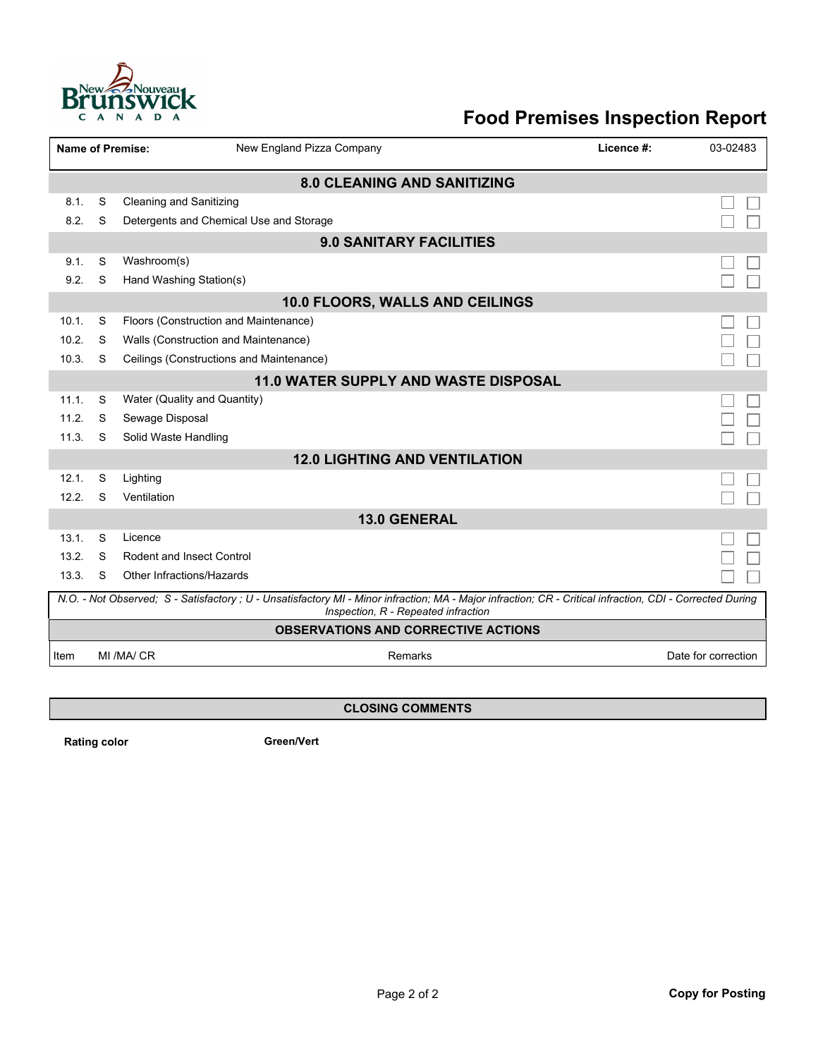New Brunswick / Nouveau Brunswick CANADA

# Food Premises Inspection Report

| **Name of Premise:** | New England Pizza Company | **Licence #:** | 03-02483 |
|---|---|---|---|

## 8.0 CLEANING AND SANITIZING

| | | | | |
|---|---|---|---|---|
| 8.1. | S | Cleaning and Sanitizing | ☐ | ☐ |
| 8.2. | S | Detergents and Chemical Use and Storage | ☐ | ☐ |

## 9.0 SANITARY FACILITIES

| | | | | |
|---|---|---|---|---|
| 9.1. | S | Washroom(s) | ☐ | ☐ |
| 9.2. | S | Hand Washing Station(s) | ☐ | ☐ |

## 10.0 FLOORS, WALLS AND CEILINGS

| | | | | |
|---|---|---|---|---|
| 10.1. | S | Floors (Construction and Maintenance) | ☐ | ☐ |
| 10.2. | S | Walls (Construction and Maintenance) | ☐ | ☐ |
| 10.3. | S | Ceilings (Constructions and Maintenance) | ☐ | ☐ |

## 11.0 WATER SUPPLY AND WASTE DISPOSAL

| | | | | |
|---|---|---|---|---|
| 11.1. | S | Water (Quality and Quantity) | ☐ | ☐ |
| 11.2. | S | Sewage Disposal | ☐ | ☐ |
| 11.3. | S | Solid Waste Handling | ☐ | ☐ |

## 12.0 LIGHTING AND VENTILATION

| | | | | |
|---|---|---|---|---|
| 12.1. | S | Lighting | ☐ | ☐ |
| 12.2. | S | Ventilation | ☐ | ☐ |

## 13.0 GENERAL

| | | | | |
|---|---|---|---|---|
| 13.1. | S | Licence | ☐ | ☐ |
| 13.2. | S | Rodent and Insect Control | ☐ | ☐ |
| 13.3. | S | Other Infractions/Hazards | ☐ | ☐ |

*N.O. - Not Observed; S - Satisfactory ; U - Unsatisfactory MI - Minor infraction; MA - Major infraction; CR - Critical infraction, CDI - Corrected During Inspection, R - Repeated infraction*

## OBSERVATIONS AND CORRECTIVE ACTIONS

| Item | MI /MA/ CR | Remarks | Date for correction |
|---|---|---|---|

## CLOSING COMMENTS

**Rating color** **Green/Vert**

**Copy for Posting**